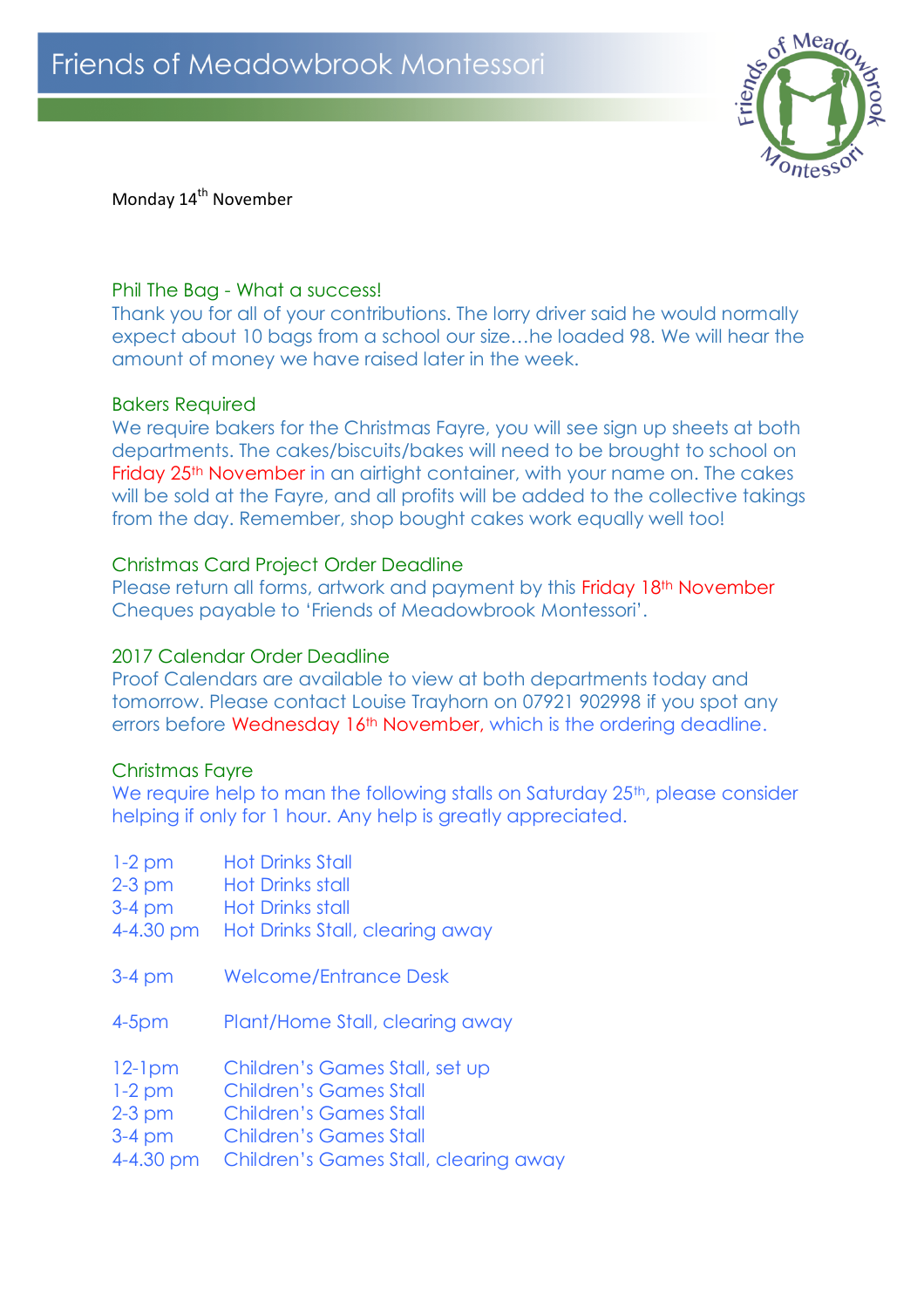# Friends of Meadowbrook Montessori

Monday 14th November

## Phil The Bag - What a success!

Thank you for all of your contributions. The lorry driver said he would normally expect about 10 bags from a school our size…he loaded 98. We will hear the amount of money we have raised later in the week.

## Bakers Required

We require bakers for the Christmas Fayre, you will see sign up sheets at both departments. The cakes/biscuits/bakes will need to be brought to school on Friday 25th November in an airtight container, with your name on. The cakes will be sold at the Fayre, and all profits will be added to the collective takings from the day. Remember, shop bought cakes work equally well too!

## Christmas Card Project Order Deadline

Please return all forms, artwork and payment by this Friday 18th November
Cheques payable to 'Friends of Meadowbrook Montessori'.

## 2017 Calendar Order Deadline

Proof Calendars are available to view at both departments today and tomorrow. Please contact Louise Trayhorn on 07921 902998 if you spot any errors before Wednesday 16th November, which is the ordering deadline.

## Christmas Fayre

We require help to man the following stalls on Saturday 25th, please consider helping if only for 1 hour. Any help is greatly appreciated.

| | |
|---|---|
| 1-2 pm | Hot Drinks Stall |
| 2-3 pm | Hot Drinks stall |
| 3-4 pm | Hot Drinks stall |
| 4-4.30 pm | Hot Drinks Stall, clearing away |
| 3-4 pm | Welcome/Entrance Desk |
| 4-5pm | Plant/Home Stall, clearing away |
| 12-1pm | Children's Games Stall, set up |
| 1-2 pm | Children's Games Stall |
| 2-3 pm | Children's Games Stall |
| 3-4 pm | Children's Games Stall |
| 4-4.30 pm | Children's Games Stall, clearing away |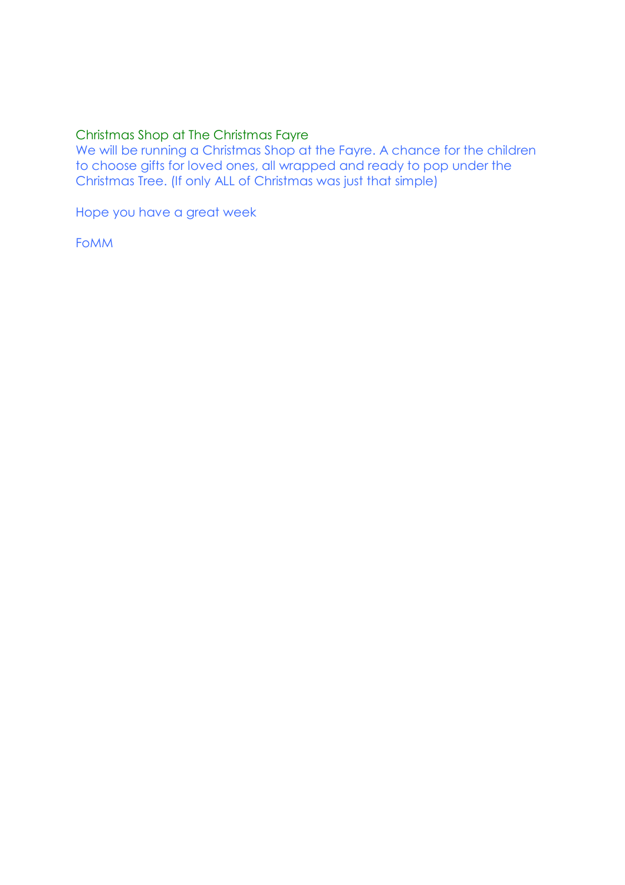## Christmas Shop at The Christmas Fayre

We will be running a Christmas Shop at the Fayre. A chance for the children to choose gifts for loved ones, all wrapped and ready to pop under the Christmas Tree. (If only ALL of Christmas was just that simple)

Hope you have a great week

FoMM